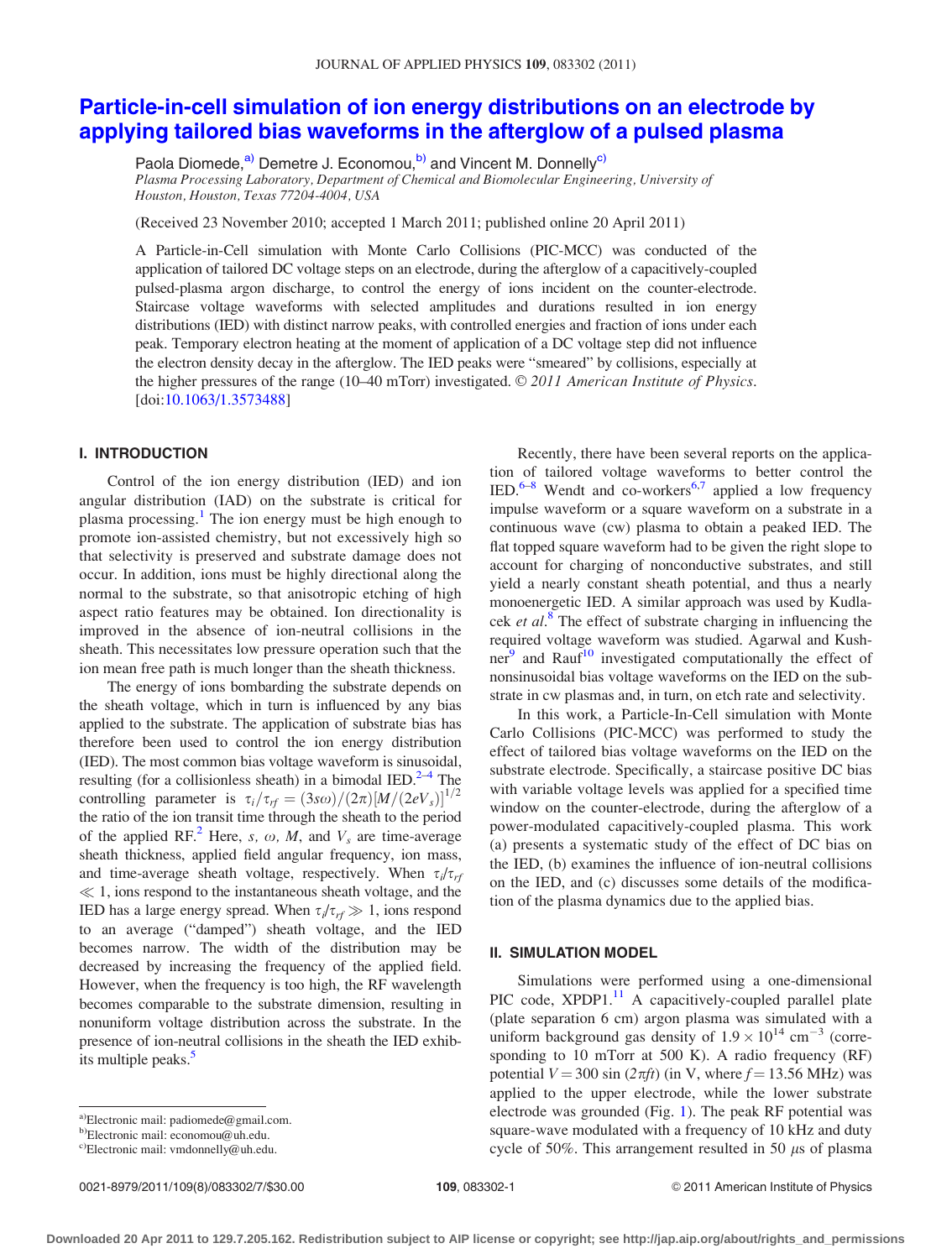# Particle-in-cell simulation of ion energy distributions on an electrode by applying tailored bias waveforms in the afterglow of a pulsed plasma

Paola Diomede,[a)] Demetre J. Economou,[b)] and Vincent M. Donnelly[c)]

*Plasma Processing Laboratory, Department of Chemical and Biomolecular Engineering, University of Houston, Houston, Texas 77204-4004, USA*

(Received 23 November 2010; accepted 1 March 2011; published online 20 April 2011)

A Particle-in-Cell simulation with Monte Carlo Collisions (PIC-MCC) was conducted of the application of tailored DC voltage steps on an electrode, during the afterglow of a capacitively-coupled pulsed-plasma argon discharge, to control the energy of ions incident on the counter-electrode. Staircase voltage waveforms with selected amplitudes and durations resulted in ion energy distributions (IED) with distinct narrow peaks, with controlled energies and fraction of ions under each peak. Temporary electron heating at the moment of application of a DC voltage step did not influence the electron density decay in the afterglow. The IED peaks were "smeared" by collisions, especially at the higher pressures of the range (10–40 mTorr) investigated. © *2011 American Institute of Physics*. [doi:10.1063/1.3573488]

## I. INTRODUCTION

Control of the ion energy distribution (IED) and ion angular distribution (IAD) on the substrate is critical for plasma processing.[1] The ion energy must be high enough to promote ion-assisted chemistry, but not excessively high so that selectivity is preserved and substrate damage does not occur. In addition, ions must be highly directional along the normal to the substrate, so that anisotropic etching of high aspect ratio features may be obtained. Ion directionality is improved in the absence of ion-neutral collisions in the sheath. This necessitates low pressure operation such that the ion mean free path is much longer than the sheath thickness.

The energy of ions bombarding the substrate depends on the sheath voltage, which in turn is influenced by any bias applied to the substrate. The application of substrate bias has therefore been used to control the ion energy distribution (IED). The most common bias voltage waveform is sinusoidal, resulting (for a collisionless sheath) in a bimodal IED.[2–4] The controlling parameter is $\tau_i/\tau_{rf} = (3s\omega)/(2\pi)[M/(2eV_s)]^{1/2}$ the ratio of the ion transit time through the sheath to the period of the applied RF.[2] Here, $s$, $\omega$, $M$, and $V_s$ are time-average sheath thickness, applied field angular frequency, ion mass, and time-average sheath voltage, respectively. When $\tau_i/\tau_{rf} \ll 1$, ions respond to the instantaneous sheath voltage, and the IED has a large energy spread. When $\tau_i/\tau_{rf} \gg 1$, ions respond to an average ("damped") sheath voltage, and the IED becomes narrow. The width of the distribution may be decreased by increasing the frequency of the applied field. However, when the frequency is too high, the RF wavelength becomes comparable to the substrate dimension, resulting in nonuniform voltage distribution across the substrate. In the presence of ion-neutral collisions in the sheath the IED exhibits multiple peaks.[5]

Recently, there have been several reports on the application of tailored voltage waveforms to better control the IED.[6–8] Wendt and co-workers[6,7] applied a low frequency impulse waveform or a square waveform on a substrate in a continuous wave (cw) plasma to obtain a peaked IED. The flat topped square waveform had to be given the right slope to account for charging of nonconductive substrates, and still yield a nearly constant sheath potential, and thus a nearly monoenergetic IED. A similar approach was used by Kudlacek *et al*.[8] The effect of substrate charging in influencing the required voltage waveform was studied. Agarwal and Kushner[9] and Rauf[10] investigated computationally the effect of nonsinusoidal bias voltage waveforms on the IED on the substrate in cw plasmas and, in turn, on etch rate and selectivity.

In this work, a Particle-In-Cell simulation with Monte Carlo Collisions (PIC-MCC) was performed to study the effect of tailored bias voltage waveforms on the IED on the substrate electrode. Specifically, a staircase positive DC bias with variable voltage levels was applied for a specified time window on the counter-electrode, during the afterglow of a power-modulated capacitively-coupled plasma. This work (a) presents a systematic study of the effect of DC bias on the IED, (b) examines the influence of ion-neutral collisions on the IED, and (c) discusses some details of the modification of the plasma dynamics due to the applied bias.

## II. SIMULATION MODEL

Simulations were performed using a one-dimensional PIC code, XPDP1.[11] A capacitively-coupled parallel plate (plate separation 6 cm) argon plasma was simulated with a uniform background gas density of $1.9 \times 10^{14}$ cm$^{-3}$ (corresponding to 10 mTorr at 500 K). A radio frequency (RF) potential $V = 300 \sin(2\pi ft)$ (in V, where $f = 13.56$ MHz) was applied to the upper electrode, while the lower substrate electrode was grounded (Fig. 1). The peak RF potential was square-wave modulated with a frequency of 10 kHz and duty cycle of 50%. This arrangement resulted in 50 $\mu$s of plasma

---

a)Electronic mail: padiomede@gmail.com.

b)Electronic mail: economou@uh.edu.

c)Electronic mail: vmdonnelly@uh.edu.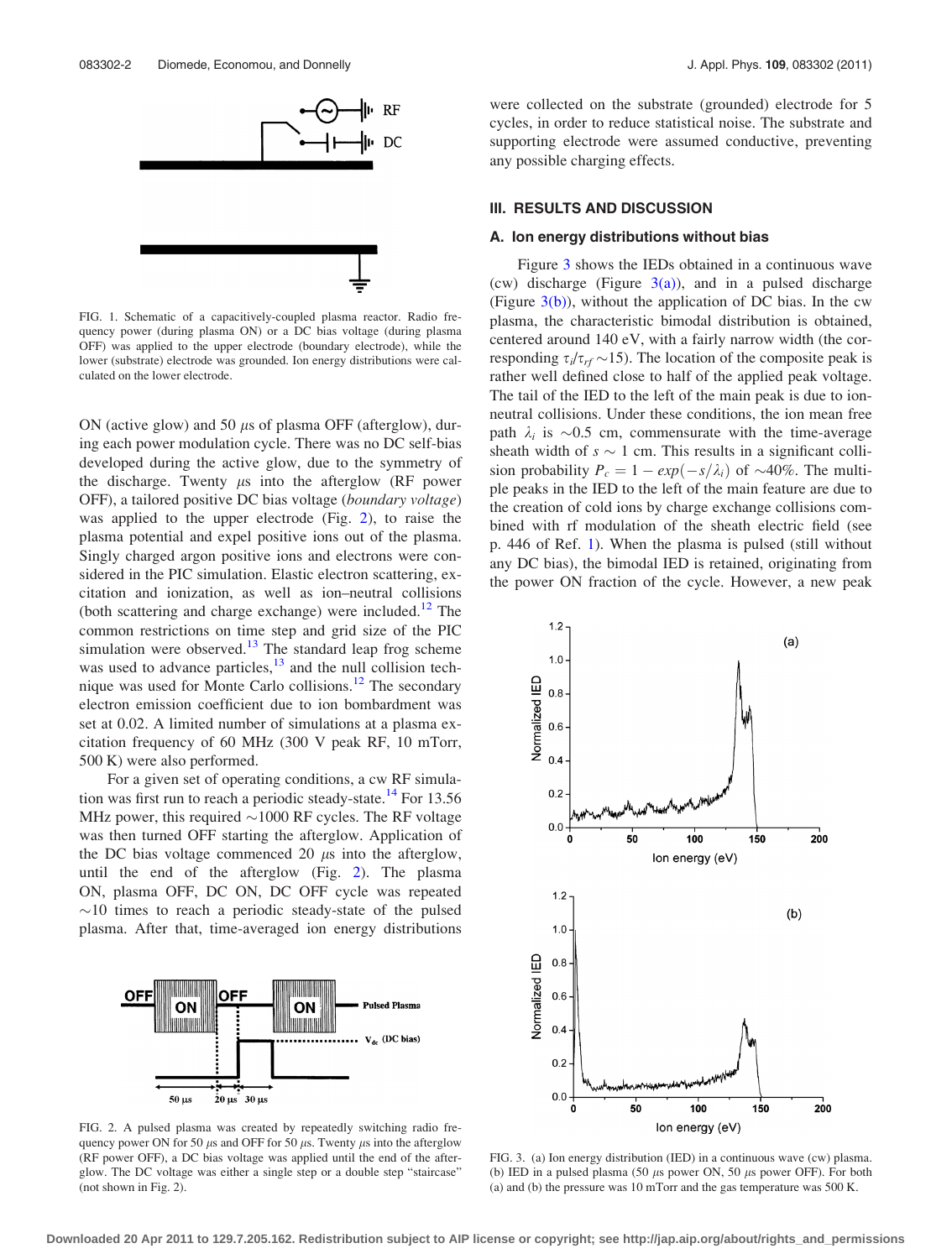FIG. 1. Schematic of a capacitively-coupled plasma reactor. Radio frequency power (during plasma ON) or a DC bias voltage (during plasma OFF) was applied to the upper electrode (boundary electrode), while the lower (substrate) electrode was grounded. Ion energy distributions were calculated on the lower electrode.

ON (active glow) and 50 $\mu$s of plasma OFF (afterglow), during each power modulation cycle. There was no DC self-bias developed during the active glow, due to the symmetry of the discharge. Twenty $\mu$s into the afterglow (RF power OFF), a tailored positive DC bias voltage (*boundary voltage*) was applied to the upper electrode (Fig. 2), to raise the plasma potential and expel positive ions out of the plasma. Singly charged argon positive ions and electrons were considered in the PIC simulation. Elastic electron scattering, excitation and ionization, as well as ion–neutral collisions (both scattering and charge exchange) were included.[12] The common restrictions on time step and grid size of the PIC simulation were observed.[13] The standard leap frog scheme was used to advance particles,[13] and the null collision technique was used for Monte Carlo collisions.[12] The secondary electron emission coefficient due to ion bombardment was set at 0.02. A limited number of simulations at a plasma excitation frequency of 60 MHz (300 V peak RF, 10 mTorr, 500 K) were also performed.

For a given set of operating conditions, a cw RF simulation was first run to reach a periodic steady-state.[14] For 13.56 MHz power, this required ~1000 RF cycles. The RF voltage was then turned OFF starting the afterglow. Application of the DC bias voltage commenced 20 $\mu$s into the afterglow, until the end of the afterglow (Fig. 2). The plasma ON, plasma OFF, DC ON, DC OFF cycle was repeated ~10 times to reach a periodic steady-state of the pulsed plasma. After that, time-averaged ion energy distributions were collected on the substrate (grounded) electrode for 5 cycles, in order to reduce statistical noise. The substrate and supporting electrode were assumed conductive, preventing any possible charging effects.

FIG. 2. A pulsed plasma was created by repeatedly switching radio frequency power ON for 50 $\mu$s and OFF for 50 $\mu$s. Twenty $\mu$s into the afterglow (RF power OFF), a DC bias voltage was applied until the end of the afterglow. The DC voltage was either a single step or a double step "staircase" (not shown in Fig. 2).

## III. RESULTS AND DISCUSSION

### A. Ion energy distributions without bias

Figure 3 shows the IEDs obtained in a continuous wave (cw) discharge (Figure 3(a)), and in a pulsed discharge (Figure 3(b)), without the application of DC bias. In the cw plasma, the characteristic bimodal distribution is obtained, centered around 140 eV, with a fairly narrow width (the corresponding $\tau_i/\tau_{rf} \sim 15$). The location of the composite peak is rather well defined close to half of the applied peak voltage. The tail of the IED to the left of the main peak is due to ion-neutral collisions. Under these conditions, the ion mean free path $\lambda_i$ is ~0.5 cm, commensurate with the time-average sheath width of $s \sim 1$ cm. This results in a significant collision probability $P_c = 1 - exp(-s/\lambda_i)$ of ~40%. The multiple peaks in the IED to the left of the main feature are due to the creation of cold ions by charge exchange collisions combined with rf modulation of the sheath electric field (see p. 446 of Ref. 1). When the plasma is pulsed (still without any DC bias), the bimodal IED is retained, originating from the power ON fraction of the cycle. However, a new peak

FIG. 3. (a) Ion energy distribution (IED) in a continuous wave (cw) plasma. (b) IED in a pulsed plasma (50 $\mu$s power ON, 50 $\mu$s power OFF). For both (a) and (b) the pressure was 10 mTorr and the gas temperature was 500 K.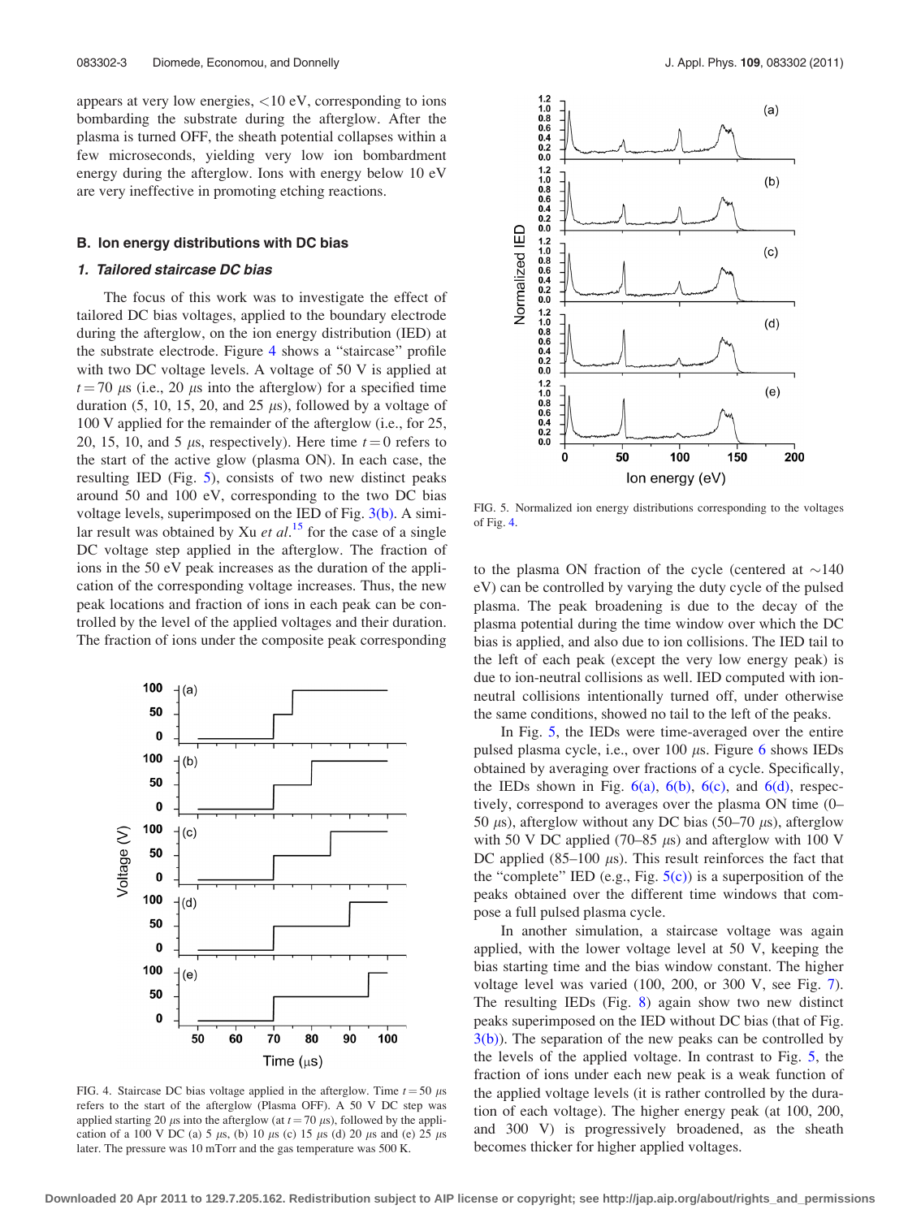appears at very low energies, <10 eV, corresponding to ions bombarding the substrate during the afterglow. After the plasma is turned OFF, the sheath potential collapses within a few microseconds, yielding very low ion bombardment energy during the afterglow. Ions with energy below 10 eV are very ineffective in promoting etching reactions.

## B. Ion energy distributions with DC bias

### 1. Tailored staircase DC bias

The focus of this work was to investigate the effect of tailored DC bias voltages, applied to the boundary electrode during the afterglow, on the ion energy distribution (IED) at the substrate electrode. Figure 4 shows a "staircase" profile with two DC voltage levels. A voltage of 50 V is applied at $t = 70$ $\mu$s (i.e., 20 $\mu$s into the afterglow) for a specified time duration (5, 10, 15, 20, and 25 $\mu$s), followed by a voltage of 100 V applied for the remainder of the afterglow (i.e., for 25, 20, 15, 10, and 5 $\mu$s, respectively). Here time $t = 0$ refers to the start of the active glow (plasma ON). In each case, the resulting IED (Fig. 5), consists of two new distinct peaks around 50 and 100 eV, corresponding to the two DC bias voltage levels, superimposed on the IED of Fig. 3(b). A similar result was obtained by Xu *et al.*[15] for the case of a single DC voltage step applied in the afterglow. The fraction of ions in the 50 eV peak increases as the duration of the application of the corresponding voltage increases. Thus, the new peak locations and fraction of ions in each peak can be controlled by the level of the applied voltages and their duration. The fraction of ions under the composite peak corresponding to the plasma ON fraction of the cycle (centered at ~140 eV) can be controlled by varying the duty cycle of the pulsed plasma. The peak broadening is due to the decay of the plasma potential during the time window over which the DC bias is applied, and also due to ion collisions. The IED tail to the left of each peak (except the very low energy peak) is due to ion-neutral collisions as well. IED computed with ion-neutral collisions intentionally turned off, under otherwise the same conditions, showed no tail to the left of the peaks.

FIG. 4. Staircase DC bias voltage applied in the afterglow. Time $t = 50$ $\mu$s refers to the start of the afterglow (Plasma OFF). A 50 V DC step was applied starting 20 $\mu$s into the afterglow (at $t = 70$ $\mu$s), followed by the application of a 100 V DC (a) 5 $\mu$s, (b) 10 $\mu$s (c) 15 $\mu$s (d) 20 $\mu$s and (e) 25 $\mu$s later. The pressure was 10 mTorr and the gas temperature was 500 K.

FIG. 5. Normalized ion energy distributions corresponding to the voltages of Fig. 4.

In Fig. 5, the IEDs were time-averaged over the entire pulsed plasma cycle, i.e., over 100 $\mu$s. Figure 6 shows IEDs obtained by averaging over fractions of a cycle. Specifically, the IEDs shown in Fig. 6(a), 6(b), 6(c), and 6(d), respectively, correspond to averages over the plasma ON time (0–50 $\mu$s), afterglow without any DC bias (50–70 $\mu$s), afterglow with 50 V DC applied (70–85 $\mu$s) and afterglow with 100 V DC applied (85–100 $\mu$s). This result reinforces the fact that the "complete" IED (e.g., Fig. 5(c)) is a superposition of the peaks obtained over the different time windows that compose a full pulsed plasma cycle.

In another simulation, a staircase voltage was again applied, with the lower voltage level at 50 V, keeping the bias starting time and the bias window constant. The higher voltage level was varied (100, 200, or 300 V, see Fig. 7). The resulting IEDs (Fig. 8) again show two new distinct peaks superimposed on the IED without DC bias (that of Fig. 3(b)). The separation of the new peaks can be controlled by the levels of the applied voltage. In contrast to Fig. 5, the fraction of ions under each new peak is a weak function of the applied voltage levels (it is rather controlled by the duration of each voltage). The higher energy peak (at 100, 200, and 300 V) is progressively broadened, as the sheath becomes thicker for higher applied voltages.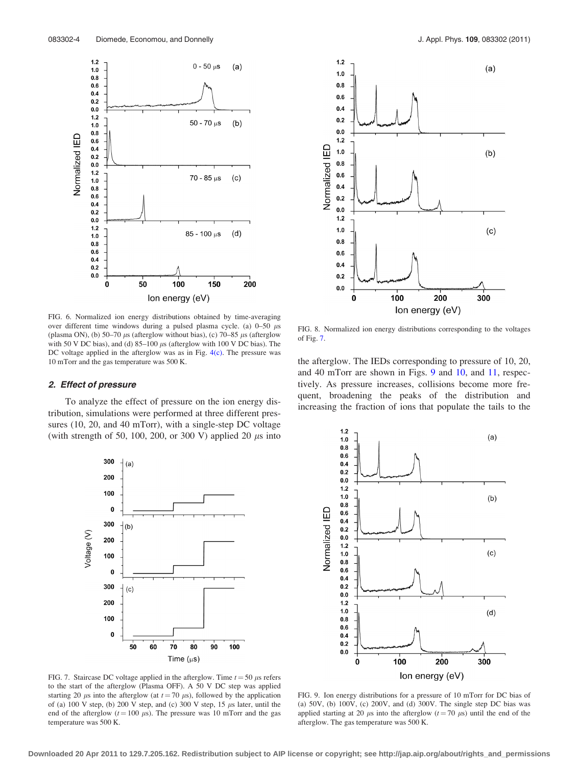FIG. 6. Normalized ion energy distributions obtained by time-averaging over different time windows during a pulsed plasma cycle. (a) 0–50 μs (plasma ON), (b) 50–70 μs (afterglow without bias), (c) 70–85 μs (afterglow with 50 V DC bias), and (d) 85–100 μs (afterglow with 100 V DC bias). The DC voltage applied in the afterglow was as in Fig. 4(c). The pressure was 10 mTorr and the gas temperature was 500 K.

FIG. 8. Normalized ion energy distributions corresponding to the voltages of Fig. 7.

### 2. Effect of pressure

To analyze the effect of pressure on the ion energy distribution, simulations were performed at three different pressures (10, 20, and 40 mTorr), with a single-step DC voltage (with strength of 50, 100, 200, or 300 V) applied 20 μs into the afterglow. The IEDs corresponding to pressure of 10, 20, and 40 mTorr are shown in Figs. 9 and 10, and 11, respectively. As pressure increases, collisions become more frequent, broadening the peaks of the distribution and increasing the fraction of ions that populate the tails to the

FIG. 7. Staircase DC voltage applied in the afterglow. Time $t = 50$ μs refers to the start of the afterglow (Plasma OFF). A 50 V DC step was applied starting 20 μs into the afterglow (at $t = 70$ μs), followed by the application of (a) 100 V DC step, (b) 200 V step, and (c) 300 V step, 15 μs later, until the end of the afterglow ($t = 100$ μs). The pressure was 10 mTorr and the gas temperature was 500 K.

FIG. 9. Ion energy distributions for a pressure of 10 mTorr for DC bias of (a) 50V, (b) 100V, (c) 200V, and (d) 300V. The single step DC bias was applied starting at 20 μs into the afterglow ($t = 70$ μs) until the end of the afterglow. The gas temperature was 500 K.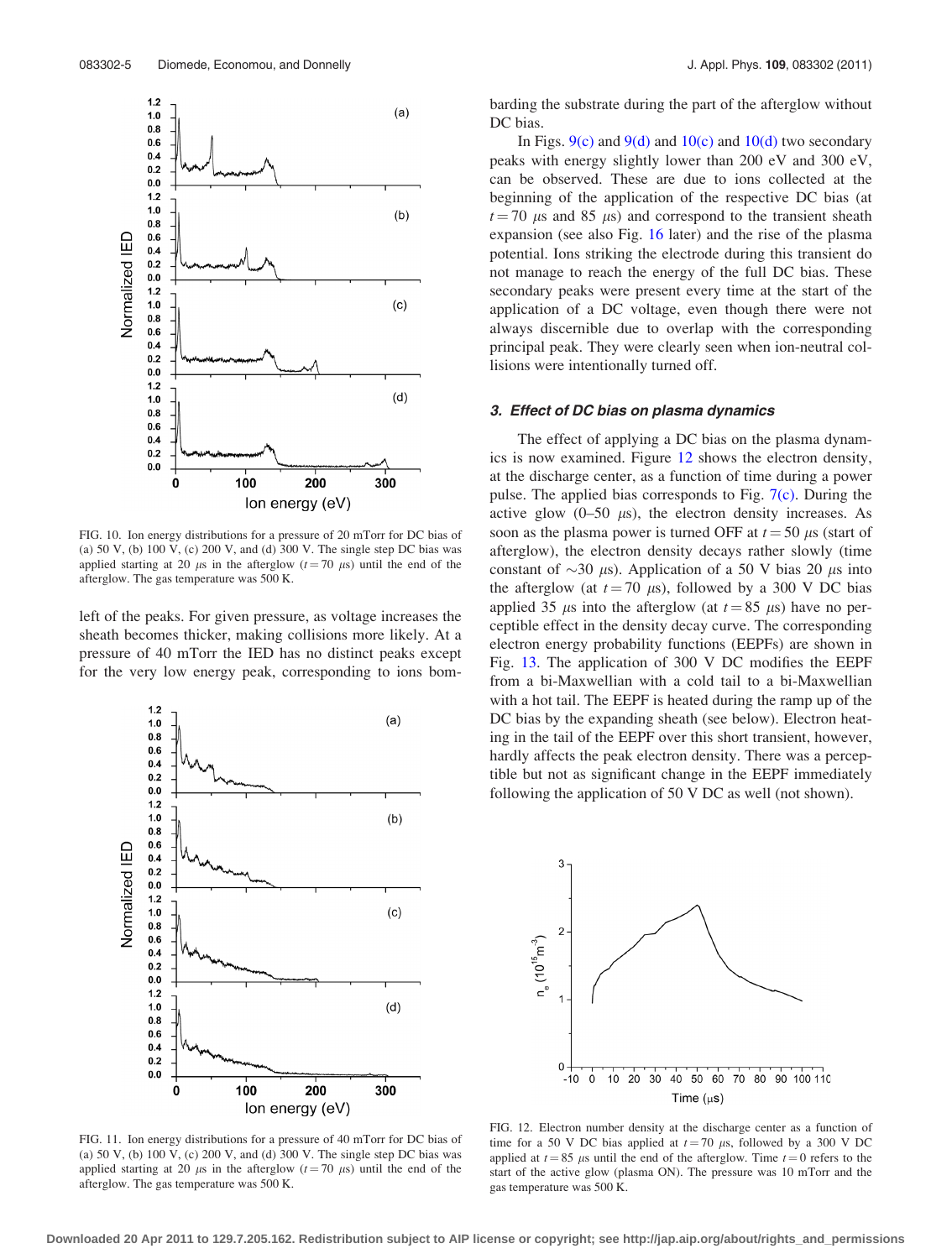FIG. 10. Ion energy distributions for a pressure of 20 mTorr for DC bias of (a) 50 V, (b) 100 V, (c) 200 V, and (d) 300 V. The single step DC bias was applied starting at 20 $\mu$s in the afterglow ($t = 70$ $\mu$s) until the end of the afterglow. The gas temperature was 500 K.

left of the peaks. For given pressure, as voltage increases the sheath becomes thicker, making collisions more likely. At a pressure of 40 mTorr the IED has no distinct peaks except for the very low energy peak, corresponding to ions bombarding the substrate during the part of the afterglow without DC bias.

FIG. 11. Ion energy distributions for a pressure of 40 mTorr for DC bias of (a) 50 V, (b) 100 V, (c) 200 V, and (d) 300 V. The single step DC bias was applied starting at 20 $\mu$s in the afterglow ($t = 70$ $\mu$s) until the end of the afterglow. The gas temperature was 500 K.

In Figs. 9(c) and 9(d) and 10(c) and 10(d) two secondary peaks with energy slightly lower than 200 eV and 300 eV, can be observed. These are due to ions collected at the beginning of the application of the respective DC bias (at $t = 70$ $\mu$s and 85 $\mu$s) and correspond to the transient sheath expansion (see also Fig. 16 later) and the rise of the plasma potential. Ions striking the electrode during this transient do not manage to reach the energy of the full DC bias. These secondary peaks were present every time at the start of the application of a DC voltage, even though there were not always discernible due to overlap with the corresponding principal peak. They were clearly seen when ion-neutral collisions were intentionally turned off.

### 3. *Effect of DC bias on plasma dynamics*

The effect of applying a DC bias on the plasma dynamics is now examined. Figure 12 shows the electron density, at the discharge center, as a function of time during a power pulse. The applied bias corresponds to Fig. 7(c). During the active glow (0–50 $\mu$s), the electron density increases. As soon as the plasma power is turned OFF at $t = 50$ $\mu$s (start of afterglow), the electron density decays rather slowly (time constant of $\sim$30 $\mu$s). Application of a 50 V bias 20 $\mu$s into the afterglow (at $t = 70$ $\mu$s), followed by a 300 V DC bias applied 35 $\mu$s into the afterglow (at $t = 85$ $\mu$s) have no perceptible effect in the density decay curve. The corresponding electron energy probability functions (EEPFs) are shown in Fig. 13. The application of 300 V DC modifies the EEPF from a bi-Maxwellian with a cold tail to a bi-Maxwellian with a hot tail. The EEPF is heated during the ramp up of the DC bias by the expanding sheath (see below). Electron heating in the tail of the EEPF over this short transient, however, hardly affects the peak electron density. There was a perceptible but not as significant change in the EEPF immediately following the application of 50 V DC as well (not shown).

FIG. 12. Electron number density at the discharge center as a function of time for a 50 V DC bias applied at $t = 70$ $\mu$s, followed by a 300 V DC applied at $t = 85$ $\mu$s until the end of the afterglow. Time $t = 0$ refers to the start of the active glow (plasma ON). The pressure was 10 mTorr and the gas temperature was 500 K.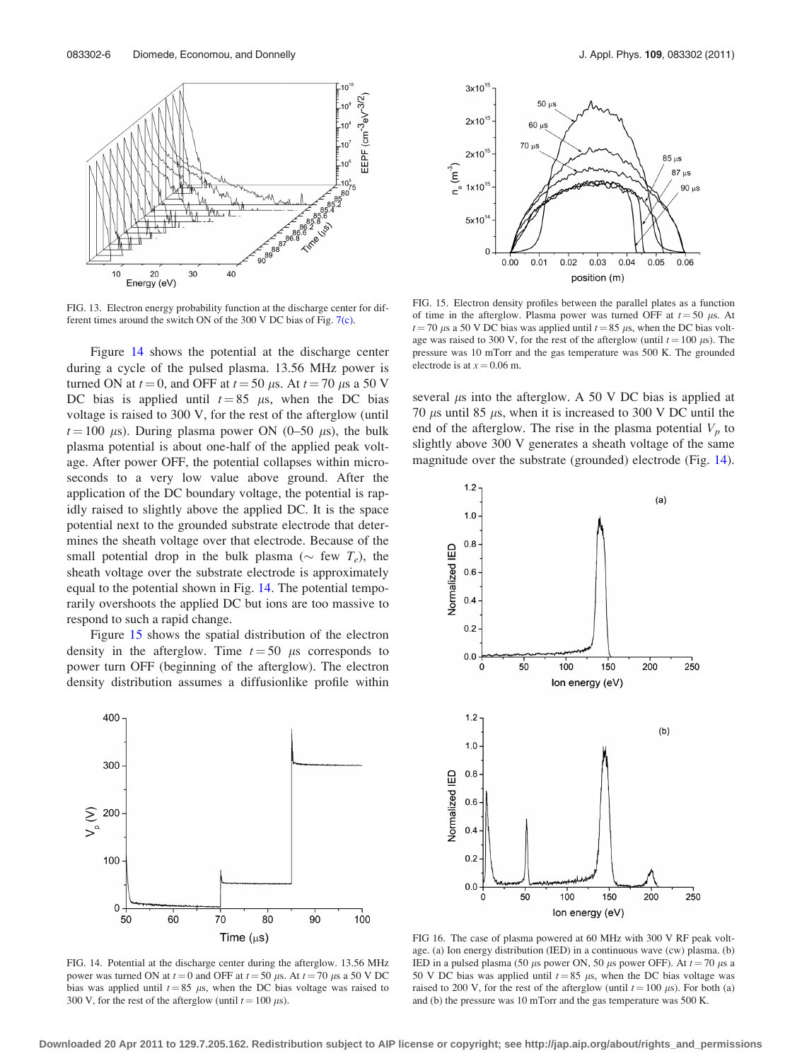FIG. 13. Electron energy probability function at the discharge center for different times around the switch ON of the 300 V DC bias of Fig. 7(c).

Figure 14 shows the potential at the discharge center during a cycle of the pulsed plasma. 13.56 MHz power is turned ON at $t = 0$, and OFF at $t = 50$ $\mu$s. At $t = 70$ $\mu$s a 50 V DC bias is applied until $t = 85$ $\mu$s, when the DC bias voltage is raised to 300 V, for the rest of the afterglow (until $t = 100$ $\mu$s). During plasma power ON (0–50 $\mu$s), the bulk plasma potential is about one-half of the applied peak voltage. After power OFF, the potential collapses within microseconds to a very low value above ground. After the application of the DC boundary voltage, the potential is rapidly raised to slightly above the applied DC. It is the space potential next to the grounded substrate electrode that determines the sheath voltage over that electrode. Because of the small potential drop in the bulk plasma ($\sim$ few $T_e$), the sheath voltage over the substrate electrode is approximately equal to the potential shown in Fig. 14. The potential temporarily overshoots the applied DC but ions are too massive to respond to such a rapid change.

Figure 15 shows the spatial distribution of the electron density in the afterglow. Time $t = 50$ $\mu$s corresponds to power turn OFF (beginning of the afterglow). The electron density distribution assumes a diffusionlike profile within several $\mu$s into the afterglow. A 50 V DC bias is applied at 70 $\mu$s until 85 $\mu$s, when it is increased to 300 V DC until the end of the afterglow. The rise in the plasma potential $V_p$ to slightly above 300 V generates a sheath voltage of the same magnitude over the substrate (grounded) electrode (Fig. 14).

FIG. 14. Potential at the discharge center during the afterglow. 13.56 MHz power was turned ON at $t = 0$ and OFF at $t = 50$ $\mu$s. At $t = 70$ $\mu$s a 50 V DC bias was applied until $t = 85$ $\mu$s, when the DC bias voltage was raised to 300 V, for the rest of the afterglow (until $t = 100$ $\mu$s).

FIG. 15. Electron density profiles between the parallel plates as a function of time in the afterglow. Plasma power was turned OFF at $t = 50$ $\mu$s. At $t = 70$ $\mu$s a 50 V DC bias was applied until $t = 85$ $\mu$s, when the DC bias voltage was raised to 300 V, for the rest of the afterglow (until $t = 100$ $\mu$s). The pressure was 10 mTorr and the gas temperature was 500 K. The grounded electrode is at $x = 0.06$ m.

FIG 16. The case of plasma powered at 60 MHz with 300 V RF peak voltage. (a) Ion energy distribution (IED) in a continuous wave (cw) plasma. (b) IED in a pulsed plasma (50 $\mu$s power ON, 50 $\mu$s power OFF). At $t = 70$ $\mu$s a 50 V DC bias was applied until $t = 85$ $\mu$s, when the DC bias voltage was raised to 200 V, for the rest of the afterglow (until $t = 100$ $\mu$s). For both (a) and (b) the pressure was 10 mTorr and the gas temperature was 500 K.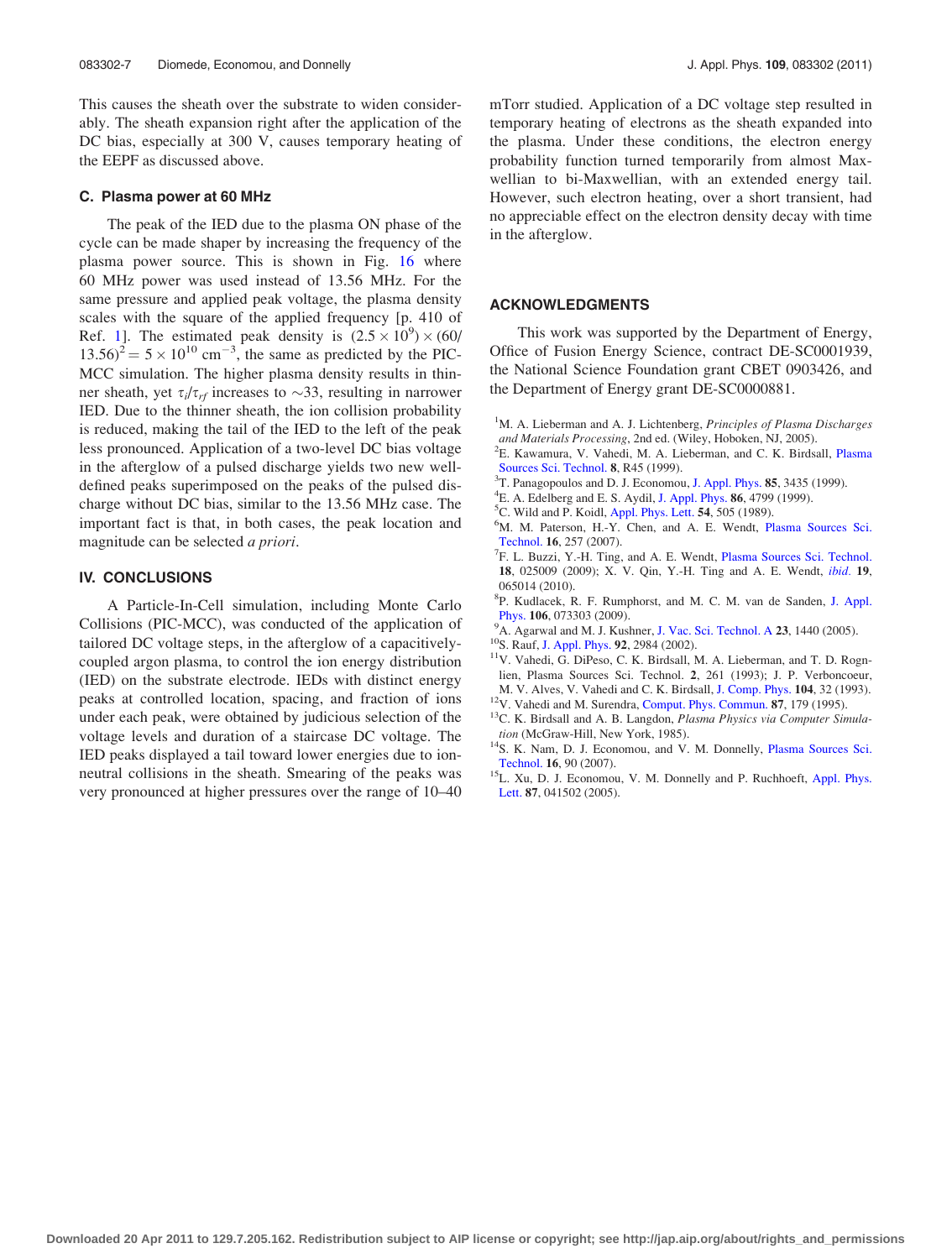This causes the sheath over the substrate to widen considerably. The sheath expansion right after the application of the DC bias, especially at 300 V, causes temporary heating of the EEPF as discussed above.

### C. Plasma power at 60 MHz

The peak of the IED due to the plasma ON phase of the cycle can be made shaper by increasing the frequency of the plasma power source. This is shown in Fig. 16 where 60 MHz power was used instead of 13.56 MHz. For the same pressure and applied peak voltage, the plasma density scales with the square of the applied frequency [p. 410 of Ref. 1]. The estimated peak density is $(2.5 \times 10^9) \times (60/13.56)^2 = 5 \times 10^{10}$ cm$^{-3}$, the same as predicted by the PIC-MCC simulation. The higher plasma density results in thinner sheath, yet $\tau_i/\tau_{rf}$ increases to $\sim$33, resulting in narrower IED. Due to the thinner sheath, the ion collision probability is reduced, making the tail of the IED to the left of the peak less pronounced. Application of a two-level DC bias voltage in the afterglow of a pulsed discharge yields two new well-defined peaks superimposed on the peaks of the pulsed discharge without DC bias, similar to the 13.56 MHz case. The important fact is that, in both cases, the peak location and magnitude can be selected *a priori*.

## IV. CONCLUSIONS

A Particle-In-Cell simulation, including Monte Carlo Collisions (PIC-MCC), was conducted of the application of tailored DC voltage steps, in the afterglow of a capacitively-coupled argon plasma, to control the ion energy distribution (IED) on the substrate electrode. IEDs with distinct energy peaks at controlled location, spacing, and fraction of ions under each peak, were obtained by judicious selection of the voltage levels and duration of a staircase DC voltage. The IED peaks displayed a tail toward lower energies due to ion-neutral collisions in the sheath. Smearing of the peaks was very pronounced at higher pressures over the range of 10–40 mTorr studied. Application of a DC voltage step resulted in temporary heating of electrons as the sheath expanded into the plasma. Under these conditions, the electron energy probability function turned temporarily from almost Maxwellian to bi-Maxwellian, with an extended energy tail. However, such electron heating, over a short transient, had no appreciable effect on the electron density decay with time in the afterglow.

## ACKNOWLEDGMENTS

This work was supported by the Department of Energy, Office of Fusion Energy Science, contract DE-SC0001939, the National Science Foundation grant CBET 0903426, and the Department of Energy grant DE-SC0000881.

[1] M. A. Lieberman and A. J. Lichtenberg, *Principles of Plasma Discharges and Materials Processing*, 2nd ed. (Wiley, Hoboken, NJ, 2005).
[2] E. Kawamura, V. Vahedi, M. A. Lieberman, and C. K. Birdsall, Plasma Sources Sci. Technol. **8**, R45 (1999).
[3] T. Panagopoulos and D. J. Economou, J. Appl. Phys. **85**, 3435 (1999).
[4] E. A. Edelberg and E. S. Aydil, J. Appl. Phys. **86**, 4799 (1999).
[5] C. Wild and P. Koidl, Appl. Phys. Lett. **54**, 505 (1989).
[6] M. M. Paterson, H.-Y. Chen, and A. E. Wendt, Plasma Sources Sci. Technol. **16**, 257 (2007).
[7] F. L. Buzzi, Y.-H. Ting, and A. E. Wendt, Plasma Sources Sci. Technol. **18**, 025009 (2009); X. V. Qin, Y.-H. Ting and A. E. Wendt, *ibid.* **19**, 065014 (2010).
[8] P. Kudlacek, R. F. Rumphorst, and M. C. M. van de Sanden, J. Appl. Phys. **106**, 073303 (2009).
[9] A. Agarwal and M. J. Kushner, J. Vac. Sci. Technol. A **23**, 1440 (2005).
[10] S. Rauf, J. Appl. Phys. **92**, 2984 (2002).
[11] V. Vahedi, G. DiPeso, C. K. Birdsall, M. A. Lieberman, and T. D. Rognlien, Plasma Sources Sci. Technol. **2**, 261 (1993); J. P. Verboncoeur, M. V. Alves, V. Vahedi and C. K. Birdsall, J. Comp. Phys. **104**, 32 (1993).
[12] V. Vahedi and M. Surendra, Comput. Phys. Commun. **87**, 179 (1995).
[13] C. K. Birdsall and A. B. Langdon, *Plasma Physics via Computer Simulation* (McGraw-Hill, New York, 1985).
[14] S. K. Nam, D. J. Economou, and V. M. Donnelly, Plasma Sources Sci. Technol. **16**, 90 (2007).
[15] L. Xu, D. J. Economou, V. M. Donnelly and P. Ruchhoeft, Appl. Phys. Lett. **87**, 041502 (2005).